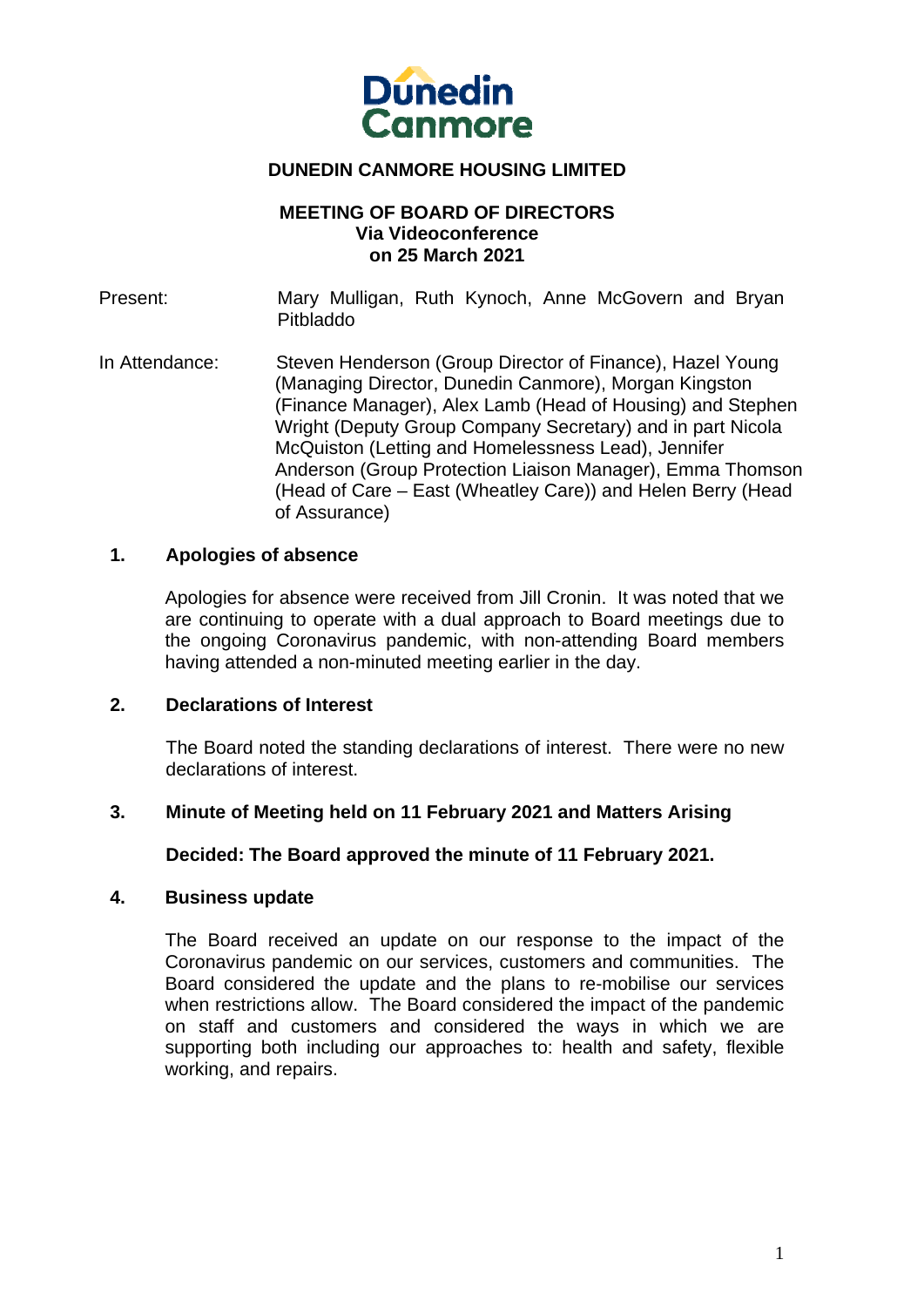Dunedin Canmore

# DUNEDIN CANMORE HOUSING LIMITED

## MEETING OF BOARD OF DIRECTORS
**Via Videoconference**
**on 25 March 2021**

Present: Mary Mulligan, Ruth Kynoch, Anne McGovern and Bryan Pitbladdo

In Attendance: Steven Henderson (Group Director of Finance), Hazel Young (Managing Director, Dunedin Canmore), Morgan Kingston (Finance Manager), Alex Lamb (Head of Housing) and Stephen Wright (Deputy Group Company Secretary) and in part Nicola McQuiston (Letting and Homelessness Lead), Jennifer Anderson (Group Protection Liaison Manager), Emma Thomson (Head of Care – East (Wheatley Care)) and Helen Berry (Head of Assurance)

### 1. Apologies of absence

Apologies for absence were received from Jill Cronin. It was noted that we are continuing to operate with a dual approach to Board meetings due to the ongoing Coronavirus pandemic, with non-attending Board members having attended a non-minuted meeting earlier in the day.

### 2. Declarations of Interest

The Board noted the standing declarations of interest. There were no new declarations of interest.

### 3. Minute of Meeting held on 11 February 2021 and Matters Arising

**Decided: The Board approved the minute of 11 February 2021.**

### 4. Business update

The Board received an update on our response to the impact of the Coronavirus pandemic on our services, customers and communities. The Board considered the update and the plans to re-mobilise our services when restrictions allow. The Board considered the impact of the pandemic on staff and customers and considered the ways in which we are supporting both including our approaches to: health and safety, flexible working, and repairs.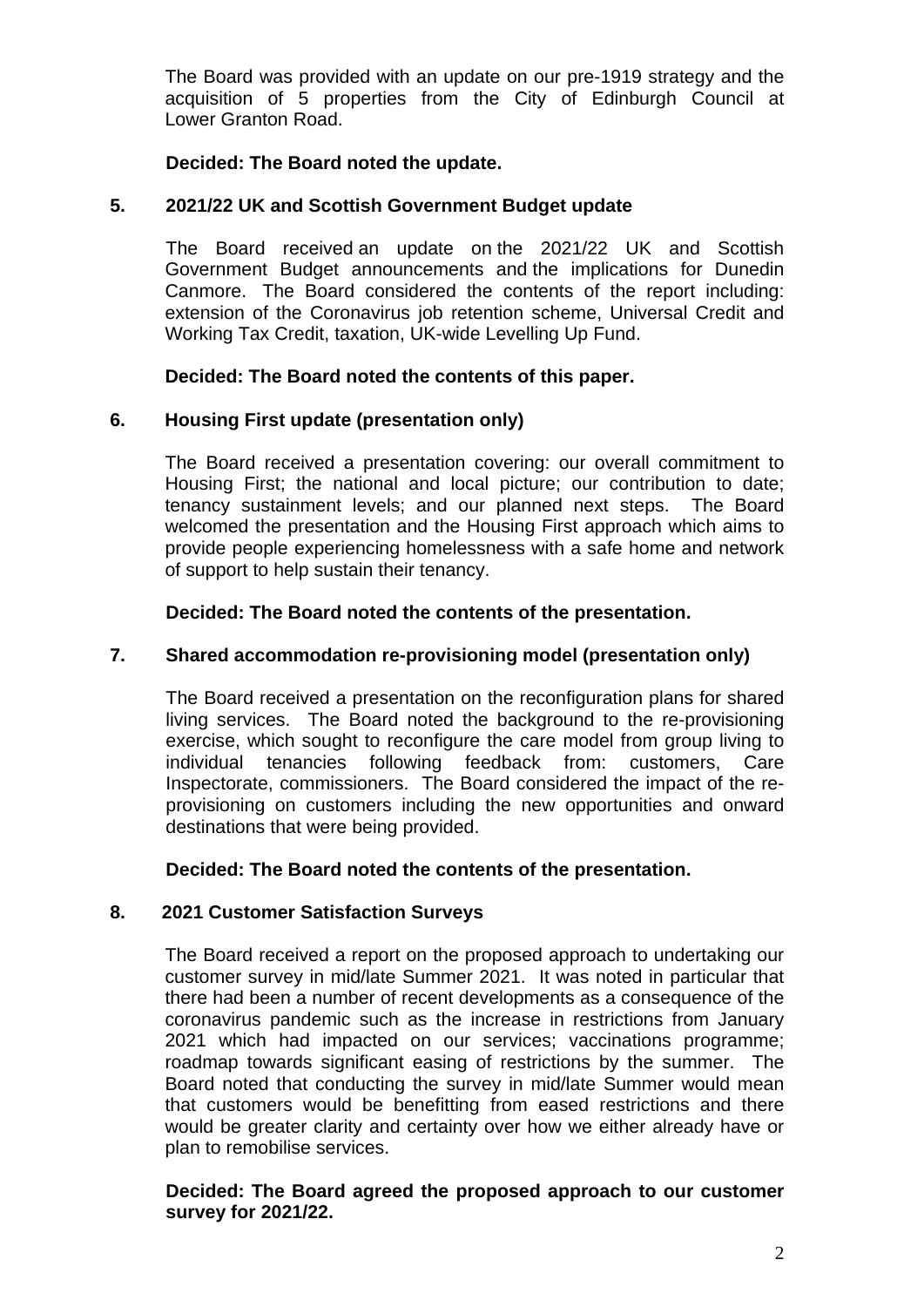The Board was provided with an update on our pre-1919 strategy and the acquisition of 5 properties from the City of Edinburgh Council at Lower Granton Road.

**Decided: The Board noted the update.**

**5. 2021/22 UK and Scottish Government Budget update**

The Board received an update on the 2021/22 UK and Scottish Government Budget announcements and the implications for Dunedin Canmore. The Board considered the contents of the report including: extension of the Coronavirus job retention scheme, Universal Credit and Working Tax Credit, taxation, UK-wide Levelling Up Fund.

**Decided: The Board noted the contents of this paper.**

**6. Housing First update (presentation only)**

The Board received a presentation covering: our overall commitment to Housing First; the national and local picture; our contribution to date; tenancy sustainment levels; and our planned next steps. The Board welcomed the presentation and the Housing First approach which aims to provide people experiencing homelessness with a safe home and network of support to help sustain their tenancy.

**Decided: The Board noted the contents of the presentation.**

**7. Shared accommodation re-provisioning model (presentation only)**

The Board received a presentation on the reconfiguration plans for shared living services. The Board noted the background to the re-provisioning exercise, which sought to reconfigure the care model from group living to individual tenancies following feedback from: customers, Care Inspectorate, commissioners. The Board considered the impact of the re-provisioning on customers including the new opportunities and onward destinations that were being provided.

**Decided: The Board noted the contents of the presentation.**

**8. 2021 Customer Satisfaction Surveys**

The Board received a report on the proposed approach to undertaking our customer survey in mid/late Summer 2021. It was noted in particular that there had been a number of recent developments as a consequence of the coronavirus pandemic such as the increase in restrictions from January 2021 which had impacted on our services; vaccinations programme; roadmap towards significant easing of restrictions by the summer. The Board noted that conducting the survey in mid/late Summer would mean that customers would be benefitting from eased restrictions and there would be greater clarity and certainty over how we either already have or plan to remobilise services.

**Decided: The Board agreed the proposed approach to our customer survey for 2021/22.**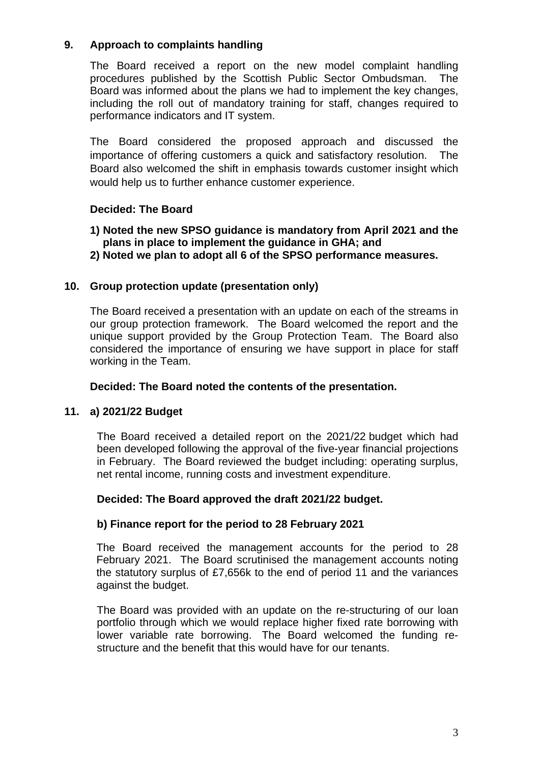## 9. Approach to complaints handling

The Board received a report on the new model complaint handling procedures published by the Scottish Public Sector Ombudsman. The Board was informed about the plans we had to implement the key changes, including the roll out of mandatory training for staff, changes required to performance indicators and IT system.

The Board considered the proposed approach and discussed the importance of offering customers a quick and satisfactory resolution. The Board also welcomed the shift in emphasis towards customer insight which would help us to further enhance customer experience.

**Decided: The Board**

1) **Noted the new SPSO guidance is mandatory from April 2021 and the plans in place to implement the guidance in GHA; and**
2) **Noted we plan to adopt all 6 of the SPSO performance measures.**

## 10. Group protection update (presentation only)

The Board received a presentation with an update on each of the streams in our group protection framework. The Board welcomed the report and the unique support provided by the Group Protection Team. The Board also considered the importance of ensuring we have support in place for staff working in the Team.

**Decided: The Board noted the contents of the presentation.**

## 11. a) 2021/22 Budget

The Board received a detailed report on the 2021/22 budget which had been developed following the approval of the five-year financial projections in February. The Board reviewed the budget including: operating surplus, net rental income, running costs and investment expenditure.

**Decided: The Board approved the draft 2021/22 budget.**

### b) Finance report for the period to 28 February 2021

The Board received the management accounts for the period to 28 February 2021. The Board scrutinised the management accounts noting the statutory surplus of £7,656k to the end of period 11 and the variances against the budget.

The Board was provided with an update on the re-structuring of our loan portfolio through which we would replace higher fixed rate borrowing with lower variable rate borrowing. The Board welcomed the funding re-structure and the benefit that this would have for our tenants.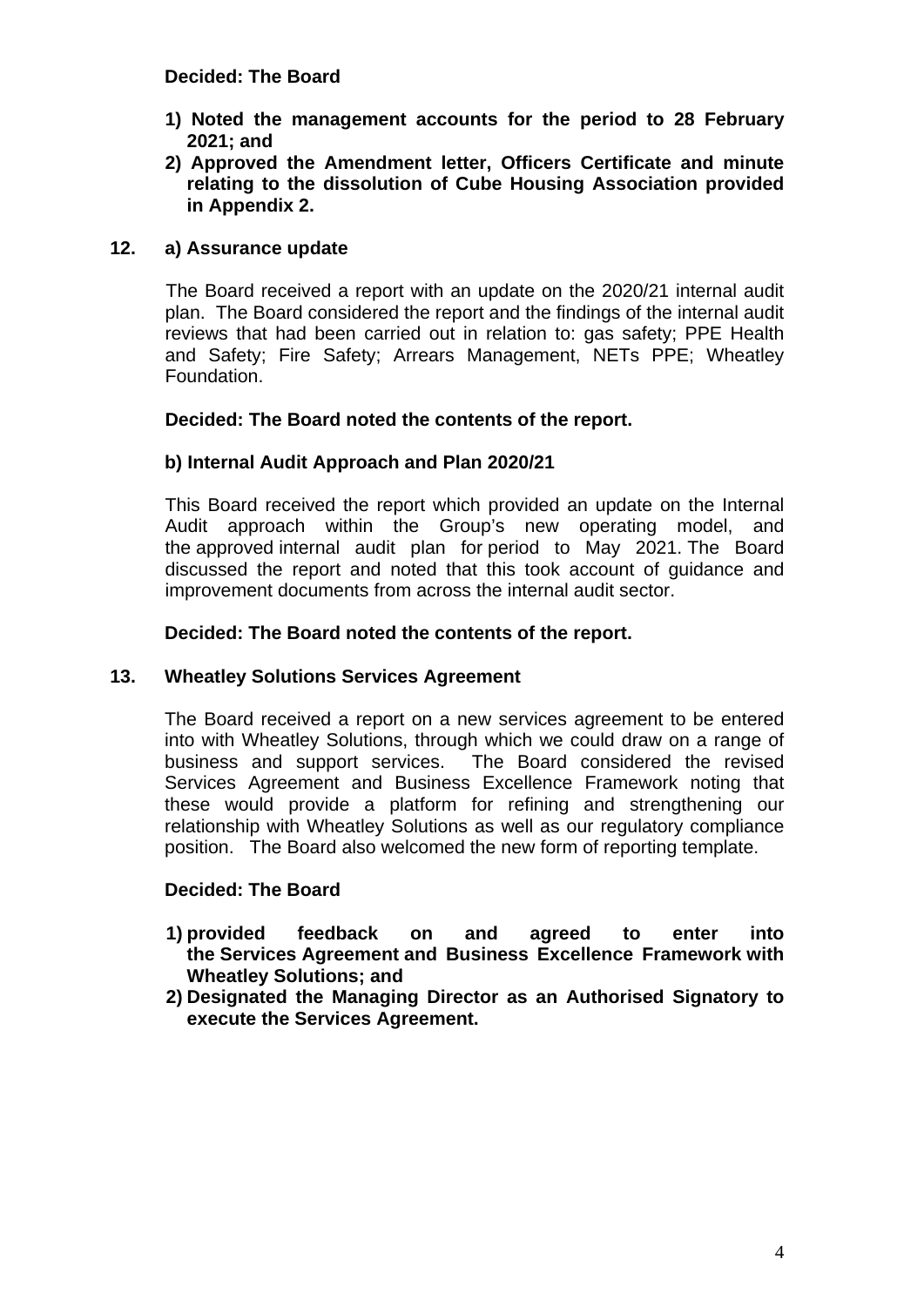**Decided: The Board**

1) **Noted the management accounts for the period to 28 February 2021; and**
2) **Approved the Amendment letter, Officers Certificate and minute relating to the dissolution of Cube Housing Association provided in Appendix 2.**

**12. a) Assurance update**

The Board received a report with an update on the 2020/21 internal audit plan. The Board considered the report and the findings of the internal audit reviews that had been carried out in relation to: gas safety; PPE Health and Safety; Fire Safety; Arrears Management, NETs PPE; Wheatley Foundation.

**Decided: The Board noted the contents of the report.**

**b) Internal Audit Approach and Plan 2020/21**

This Board received the report which provided an update on the Internal Audit approach within the Group's new operating model, and the approved internal audit plan for period to May 2021. The Board discussed the report and noted that this took account of guidance and improvement documents from across the internal audit sector.

**Decided: The Board noted the contents of the report.**

**13. Wheatley Solutions Services Agreement**

The Board received a report on a new services agreement to be entered into with Wheatley Solutions, through which we could draw on a range of business and support services. The Board considered the revised Services Agreement and Business Excellence Framework noting that these would provide a platform for refining and strengthening our relationship with Wheatley Solutions as well as our regulatory compliance position. The Board also welcomed the new form of reporting template.

**Decided: The Board**

1) **provided feedback on and agreed to enter into the Services Agreement and Business Excellence Framework with Wheatley Solutions; and**
2) **Designated the Managing Director as an Authorised Signatory to execute the Services Agreement.**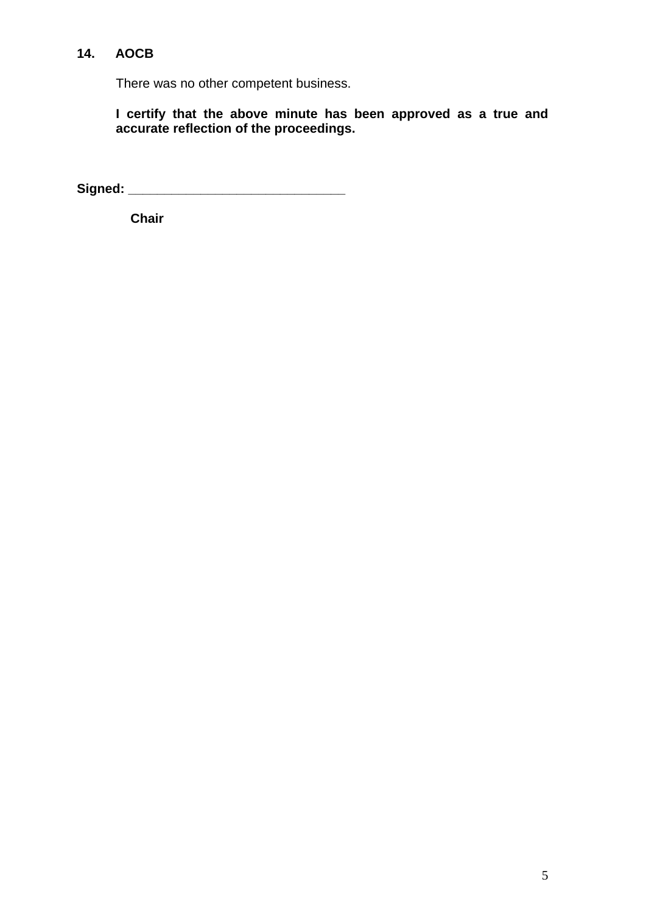**14. AOCB**

There was no other competent business.

**I certify that the above minute has been approved as a true and accurate reflection of the proceedings.**

**Signed: _____________________________**

**Chair**